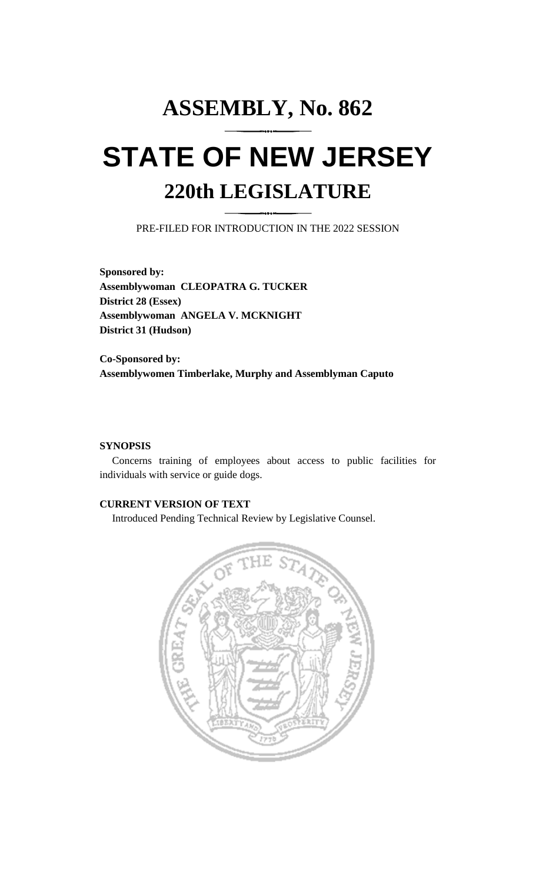# ASSEMBLY, No. 862

# STATE OF NEW JERSEY

## 220th LEGISLATURE

PRE-FILED FOR INTRODUCTION IN THE 2022 SESSION

**Sponsored by:**
**Assemblywoman CLEOPATRA G. TUCKER**
**District 28 (Essex)**
**Assemblywoman ANGELA V. MCKNIGHT**
**District 31 (Hudson)**

**Co-Sponsored by:**
**Assemblywomen Timberlake, Murphy and Assemblyman Caputo**

**SYNOPSIS**

Concerns training of employees about access to public facilities for individuals with service or guide dogs.

**CURRENT VERSION OF TEXT**

Introduced Pending Technical Review by Legislative Counsel.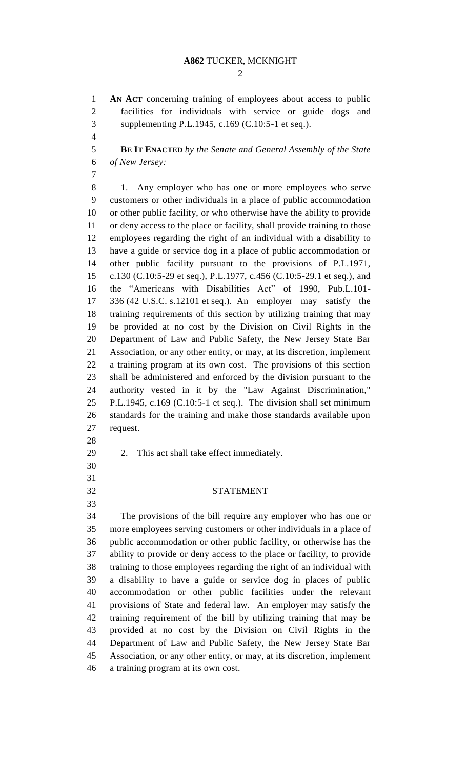**AN ACT** concerning training of employees about access to public facilities for individuals with service or guide dogs and supplementing P.L.1945, c.169 (C.10:5-1 et seq.).

**BE IT ENACTED** *by the Senate and General Assembly of the State of New Jersey:*

1. Any employer who has one or more employees who serve customers or other individuals in a place of public accommodation or other public facility, or who otherwise have the ability to provide or deny access to the place or facility, shall provide training to those employees regarding the right of an individual with a disability to have a guide or service dog in a place of public accommodation or other public facility pursuant to the provisions of P.L.1971, c.130 (C.10:5-29 et seq.), P.L.1977, c.456 (C.10:5-29.1 et seq.), and the "Americans with Disabilities Act" of 1990, Pub.L.101-336 (42 U.S.C. s.12101 et seq.). An employer may satisfy the training requirements of this section by utilizing training that may be provided at no cost by the Division on Civil Rights in the Department of Law and Public Safety, the New Jersey State Bar Association, or any other entity, or may, at its discretion, implement a training program at its own cost. The provisions of this section shall be administered and enforced by the division pursuant to the authority vested in it by the "Law Against Discrimination," P.L.1945, c.169 (C.10:5-1 et seq.). The division shall set minimum standards for the training and make those standards available upon request.

2. This act shall take effect immediately.

## STATEMENT

The provisions of the bill require any employer who has one or more employees serving customers or other individuals in a place of public accommodation or other public facility, or otherwise has the ability to provide or deny access to the place or facility, to provide training to those employees regarding the right of an individual with a disability to have a guide or service dog in places of public accommodation or other public facilities under the relevant provisions of State and federal law. An employer may satisfy the training requirement of the bill by utilizing training that may be provided at no cost by the Division on Civil Rights in the Department of Law and Public Safety, the New Jersey State Bar Association, or any other entity, or may, at its discretion, implement a training program at its own cost.